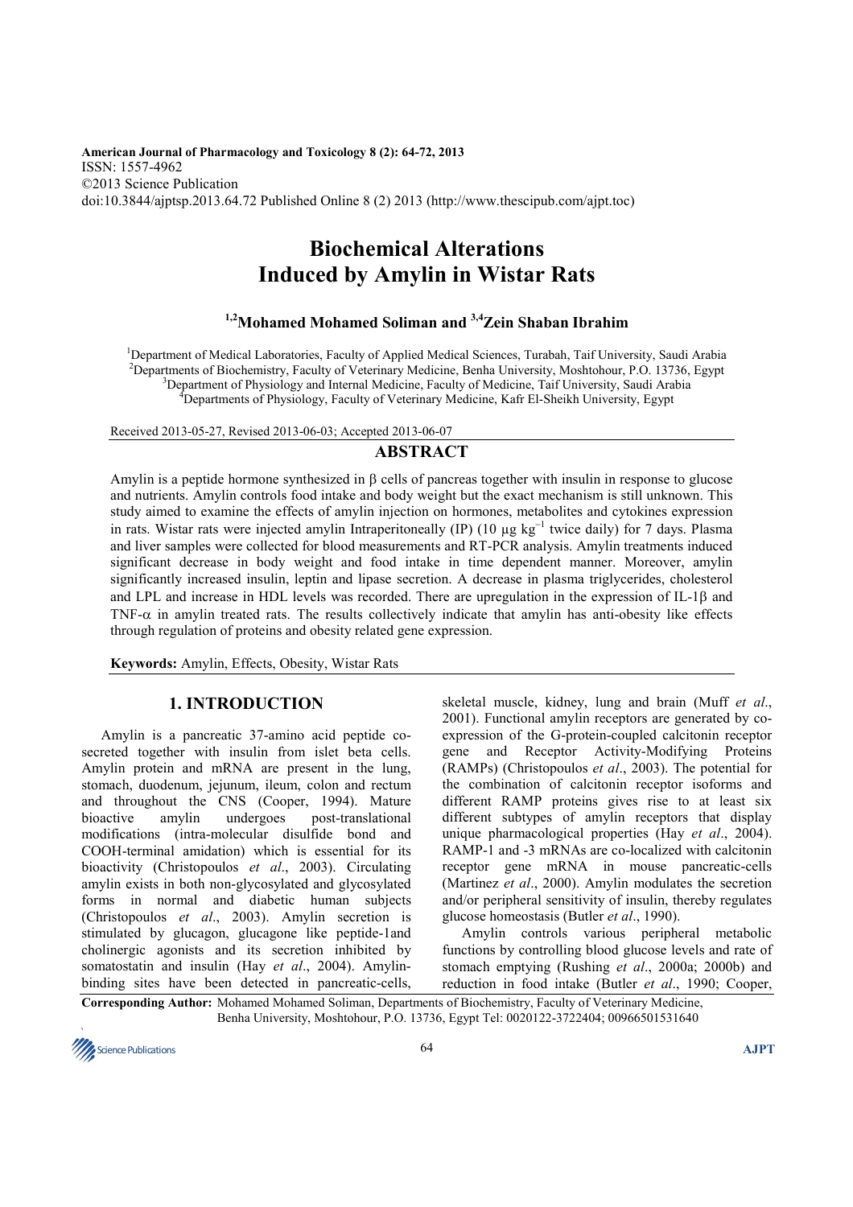American Journal of Pharmacology and Toxicology 8 (2): 64-72, 2013
ISSN: 1557-4962
©2013 Science Publication
doi:10.3844/ajptsp.2013.64.72 Published Online 8 (2) 2013 (http://www.thescipub.com/ajpt.toc)

# Biochemical Alterations Induced by Amylin in Wistar Rats

**[1,2]Mohamed Mohamed Soliman and [3,4]Zein Shaban Ibrahim**

[1]Department of Medical Laboratories, Faculty of Applied Medical Sciences, Turabah, Taif University, Saudi Arabia
[2]Departments of Biochemistry, Faculty of Veterinary Medicine, Benha University, Moshtohour, P.O. 13736, Egypt
[3]Department of Physiology and Internal Medicine, Faculty of Medicine, Taif University, Saudi Arabia
[4]Departments of Physiology, Faculty of Veterinary Medicine, Kafr El-Sheikh University, Egypt

Received 2013-05-27, Revised 2013-06-03; Accepted 2013-06-07

## ABSTRACT

Amylin is a peptide hormone synthesized in β cells of pancreas together with insulin in response to glucose and nutrients. Amylin controls food intake and body weight but the exact mechanism is still unknown. This study aimed to examine the effects of amylin injection on hormones, metabolites and cytokines expression in rats. Wistar rats were injected amylin Intraperitoneally (IP) (10 μg $kg^{-1}$ twice daily) for 7 days. Plasma and liver samples were collected for blood measurements and RT-PCR analysis. Amylin treatments induced significant decrease in body weight and food intake in time dependent manner. Moreover, amylin significantly increased insulin, leptin and lipase secretion. A decrease in plasma triglycerides, cholesterol and LPL and increase in HDL levels was recorded. There are upregulation in the expression of IL-1β and TNF-α in amylin treated rats. The results collectively indicate that amylin has anti-obesity like effects through regulation of proteins and obesity related gene expression.

**Keywords:** Amylin, Effects, Obesity, Wistar Rats

## 1. INTRODUCTION

Amylin is a pancreatic 37-amino acid peptide co-secreted together with insulin from islet beta cells. Amylin protein and mRNA are present in the lung, stomach, duodenum, jejunum, ileum, colon and rectum and throughout the CNS (Cooper, 1994). Mature bioactive amylin undergoes post-translational modifications (intra-molecular disulfide bond and COOH-terminal amidation) which is essential for its bioactivity (Christopoulos *et al*., 2003). Circulating amylin exists in both non-glycosylated and glycosylated forms in normal and diabetic human subjects (Christopoulos *et al*., 2003). Amylin secretion is stimulated by glucagon, glucagone like peptide-1and cholinergic agonists and its secretion inhibited by somatostatin and insulin (Hay *et al*., 2004). Amylin-binding sites have been detected in pancreatic-cells, skeletal muscle, kidney, lung and brain (Muff *et al*., 2001). Functional amylin receptors are generated by co-expression of the G-protein-coupled calcitonin receptor gene and Receptor Activity-Modifying Proteins (RAMPs) (Christopoulos *et al*., 2003). The potential for the combination of calcitonin receptor isoforms and different RAMP proteins gives rise to at least six different subtypes of amylin receptors that display unique pharmacological properties (Hay *et al*., 2004). RAMP-1 and -3 mRNAs are co-localized with calcitonin receptor gene mRNA in mouse pancreatic-cells (Martinez *et al*., 2000). Amylin modulates the secretion and/or peripheral sensitivity of insulin, thereby regulates glucose homeostasis (Butler *et al*., 1990).

Amylin controls various peripheral metabolic functions by controlling blood glucose levels and rate of stomach emptying (Rushing *et al*., 2000a; 2000b) and reduction in food intake (Butler *et al*., 1990; Cooper,

**Corresponding Author:** Mohamed Mohamed Soliman, Departments of Biochemistry, Faculty of Veterinary Medicine, Benha University, Moshtohour, P.O. 13736, Egypt Tel: 0020122-3722404; 00966501531640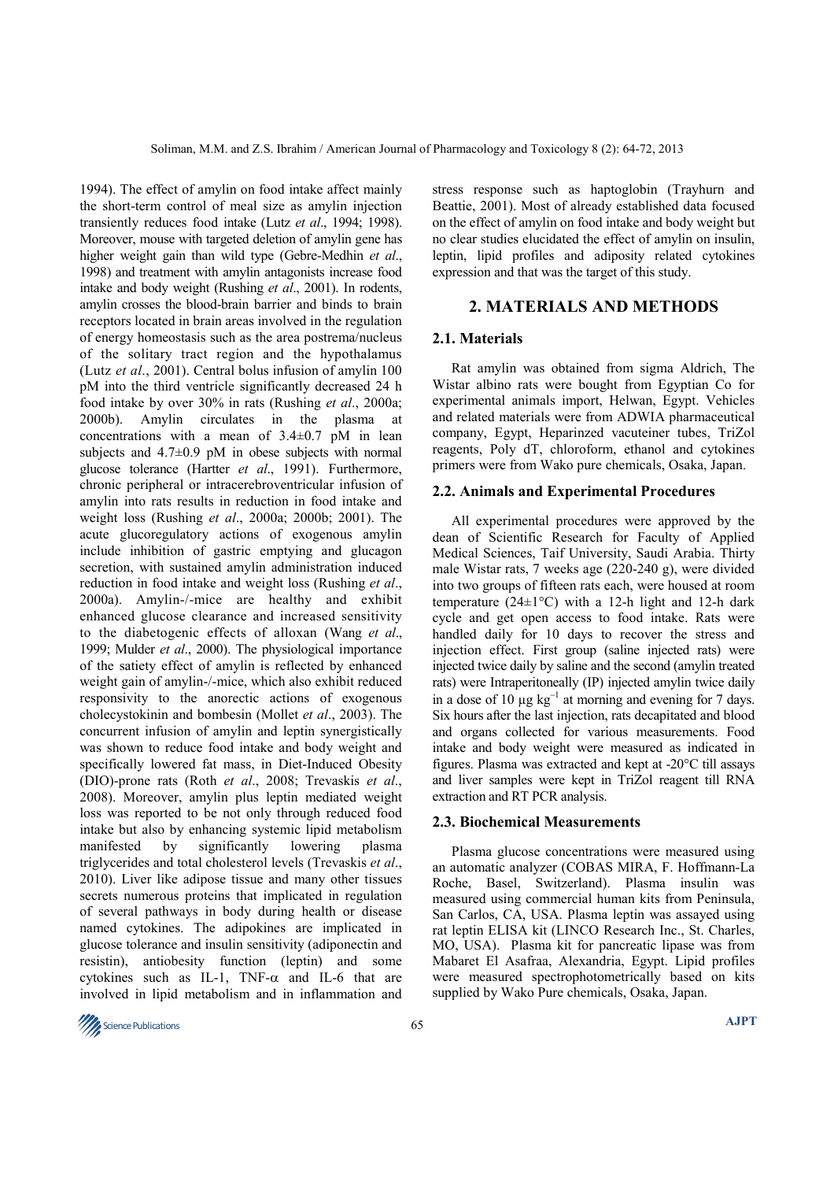1994). The effect of amylin on food intake affect mainly the short-term control of meal size as amylin injection transiently reduces food intake (Lutz *et al*., 1994; 1998). Moreover, mouse with targeted deletion of amylin gene has higher weight gain than wild type (Gebre-Medhin *et al*., 1998) and treatment with amylin antagonists increase food intake and body weight (Rushing *et al*., 2001). In rodents, amylin crosses the blood-brain barrier and binds to brain receptors located in brain areas involved in the regulation of energy homeostasis such as the area postrema/nucleus of the solitary tract region and the hypothalamus (Lutz *et al*., 2001). Central bolus infusion of amylin 100 pM into the third ventricle significantly decreased 24 h food intake by over 30% in rats (Rushing *et al*., 2000a; 2000b). Amylin circulates in the plasma at concentrations with a mean of 3.4±0.7 pM in lean subjects and 4.7±0.9 pM in obese subjects with normal glucose tolerance (Hartter *et al*., 1991). Furthermore, chronic peripheral or intracerebroventricular infusion of amylin into rats results in reduction in food intake and weight loss (Rushing *et al*., 2000a; 2000b; 2001). The acute glucoregulatory actions of exogenous amylin include inhibition of gastric emptying and glucagon secretion, with sustained amylin administration induced reduction in food intake and weight loss (Rushing *et al*., 2000a). Amylin-/-mice are healthy and exhibit enhanced glucose clearance and increased sensitivity to the diabetogenic effects of alloxan (Wang *et al*., 1999; Mulder *et al*., 2000). The physiological importance of the satiety effect of amylin is reflected by enhanced weight gain of amylin-/-mice, which also exhibit reduced responsivity to the anorectic actions of exogenous cholecystokinin and bombesin (Mollet *et al*., 2003). The concurrent infusion of amylin and leptin synergistically was shown to reduce food intake and body weight and specifically lowered fat mass, in Diet-Induced Obesity (DIO)-prone rats (Roth *et al*., 2008; Trevaskis *et al*., 2008). Moreover, amylin plus leptin mediated weight loss was reported to be not only through reduced food intake but also by enhancing systemic lipid metabolism manifested by significantly lowering plasma triglycerides and total cholesterol levels (Trevaskis *et al*., 2010). Liver like adipose tissue and many other tissues secrets numerous proteins that implicated in regulation of several pathways in body during health or disease named cytokines. The adipokines are implicated in glucose tolerance and insulin sensitivity (adiponectin and resistin), antiobesity function (leptin) and some cytokines such as IL-1, TNF-α and IL-6 that are involved in lipid metabolism and in inflammation and stress response such as haptoglobin (Trayhurn and Beattie, 2001). Most of already established data focused on the effect of amylin on food intake and body weight but no clear studies elucidated the effect of amylin on insulin, leptin, lipid profiles and adiposity related cytokines expression and that was the target of this study.

## 2. MATERIALS AND METHODS

### 2.1. Materials

Rat amylin was obtained from sigma Aldrich, The Wistar albino rats were bought from Egyptian Co for experimental animals import, Helwan, Egypt. Vehicles and related materials were from ADWIA pharmaceutical company, Egypt, Heparinzed vacuteiner tubes, TriZol reagents, Poly dT, chloroform, ethanol and cytokines primers were from Wako pure chemicals, Osaka, Japan.

### 2.2. Animals and Experimental Procedures

All experimental procedures were approved by the dean of Scientific Research for Faculty of Applied Medical Sciences, Taif University, Saudi Arabia. Thirty male Wistar rats, 7 weeks age (220-240 g), were divided into two groups of fifteen rats each, were housed at room temperature (24±1°C) with a 12-h light and 12-h dark cycle and get open access to food intake. Rats were handled daily for 10 days to recover the stress and injection effect. First group (saline injected rats) were injected twice daily by saline and the second (amylin treated rats) were Intraperitoneally (IP) injected amylin twice daily in a dose of 10 μg $kg^{-1}$ at morning and evening for 7 days. Six hours after the last injection, rats decapitated and blood and organs collected for various measurements. Food intake and body weight were measured as indicated in figures. Plasma was extracted and kept at -20°C till assays and liver samples were kept in TriZol reagent till RNA extraction and RT PCR analysis.

### 2.3. Biochemical Measurements

Plasma glucose concentrations were measured using an automatic analyzer (COBAS MIRA, F. Hoffmann-La Roche, Basel, Switzerland). Plasma insulin was measured using commercial human kits from Peninsula, San Carlos, CA, USA. Plasma leptin was assayed using rat leptin ELISA kit (LINCO Research Inc., St. Charles, MO, USA). Plasma kit for pancreatic lipase was from Mabaret El Asafraa, Alexandria, Egypt. Lipid profiles were measured spectrophotometrically based on kits supplied by Wako Pure chemicals, Osaka, Japan.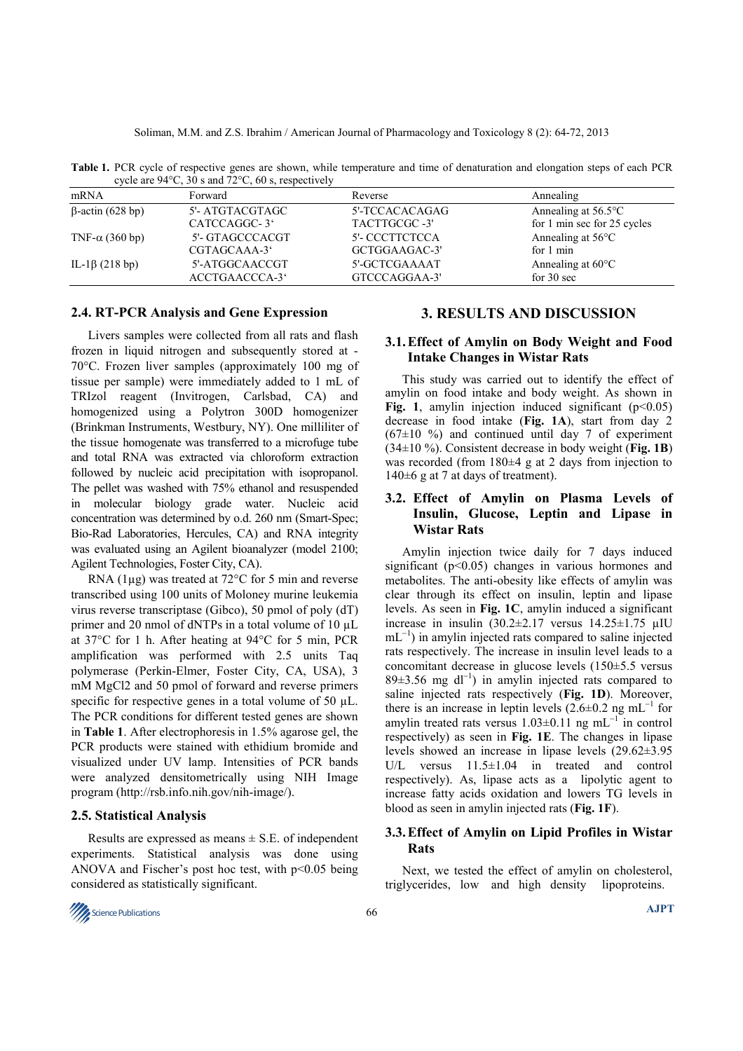**Table 1.** PCR cycle of respective genes are shown, while temperature and time of denaturation and elongation steps of each PCR cycle are 94°C, 30 s and 72°C, 60 s, respectively

| mRNA | Forward | Reverse | Annealing |
|---|---|---|---|
| β-actin (628 bp) | 5'- ATGTACGTAGC CATCCAGGC- 3' | 5'-TCCACACAGAG TACTTGCGC -3' | Annealing at 56.5°C for 1 min sec for 25 cycles |
| TNF-α (360 bp) | 5'- GTAGCCCACGT CGTAGCAAA-3' | 5'- CCCTTCTCCA GCTGGAAGAC-3' | Annealing at 56°C for 1 min |
| IL-1β (218 bp) | 5'-ATGGCAACCGT ACCTGAACCCA-3' | 5'-GCTCGAAAAT GTCCCAGGAA-3' | Annealing at 60°C for 30 sec |

### 2.4. RT-PCR Analysis and Gene Expression

Livers samples were collected from all rats and flash frozen in liquid nitrogen and subsequently stored at -70°C. Frozen liver samples (approximately 100 mg of tissue per sample) were immediately added to 1 mL of TRIzol reagent (Invitrogen, Carlsbad, CA) and homogenized using a Polytron 300D homogenizer (Brinkman Instruments, Westbury, NY). One milliliter of the tissue homogenate was transferred to a microfuge tube and total RNA was extracted via chloroform extraction followed by nucleic acid precipitation with isopropanol. The pellet was washed with 75% ethanol and resuspended in molecular biology grade water. Nucleic acid concentration was determined by o.d. 260 nm (Smart-Spec; Bio-Rad Laboratories, Hercules, CA) and RNA integrity was evaluated using an Agilent bioanalyzer (model 2100; Agilent Technologies, Foster City, CA).

RNA (1µg) was treated at 72°C for 5 min and reverse transcribed using 100 units of Moloney murine leukemia virus reverse transcriptase (Gibco), 50 pmol of poly (dT) primer and 20 nmol of dNTPs in a total volume of 10 µL at 37°C for 1 h. After heating at 94°C for 5 min, PCR amplification was performed with 2.5 units Taq polymerase (Perkin-Elmer, Foster City, CA, USA), 3 mM $MgCl_2$ and 50 pmol of forward and reverse primers specific for respective genes in a total volume of 50 µL. The PCR conditions for different tested genes are shown in **Table 1**. After electrophoresis in 1.5% agarose gel, the PCR products were stained with ethidium bromide and visualized under UV lamp. Intensities of PCR bands were analyzed densitometrically using NIH Image program (http://rsb.info.nih.gov/nih-image/).

### 2.5. Statistical Analysis

Results are expressed as means ± S.E. of independent experiments. Statistical analysis was done using ANOVA and Fischer's post hoc test, with $p<0.05$ being considered as statistically significant.

## 3. RESULTS AND DISCUSSION

### 3.1. Effect of Amylin on Body Weight and Food Intake Changes in Wistar Rats

This study was carried out to identify the effect of amylin on food intake and body weight. As shown in **Fig. 1**, amylin injection induced significant ($p<0.05$) decrease in food intake (**Fig. 1A**), start from day 2 (67±10 %) and continued until day 7 of experiment (34±10 %). Consistent decrease in body weight (**Fig. 1B**) was recorded (from 180±4 g at 2 days from injection to 140±6 g at 7 at days of treatment).

### 3.2. Effect of Amylin on Plasma Levels of Insulin, Glucose, Leptin and Lipase in Wistar Rats

Amylin injection twice daily for 7 days induced significant ($p<0.05$) changes in various hormones and metabolites. The anti-obesity like effects of amylin was clear through its effect on insulin, leptin and lipase levels. As seen in **Fig. 1C**, amylin induced a significant increase in insulin (30.2±2.17 versus 14.25±1.75 µIU $mL^{-1}$) in amylin injected rats compared to saline injected rats respectively. The increase in insulin level leads to a concomitant decrease in glucose levels (150±5.5 versus 89±3.56 mg $dl^{-1}$) in amylin injected rats compared to saline injected rats respectively (**Fig. 1D**). Moreover, there is an increase in leptin levels (2.6±0.2 ng $mL^{-1}$ for amylin treated rats versus 1.03±0.11 ng $mL^{-1}$ in control respectively) as seen in **Fig. 1E**. The changes in lipase levels showed an increase in lipase levels (29.62±3.95 U/L versus 11.5±1.04 in treated and control respectively). As, lipase acts as a lipolytic agent to increase fatty acids oxidation and lowers TG levels in blood as seen in amylin injected rats (**Fig. 1F**).

### 3.3. Effect of Amylin on Lipid Profiles in Wistar Rats

Next, we tested the effect of amylin on cholesterol, triglycerides, low and high density lipoproteins.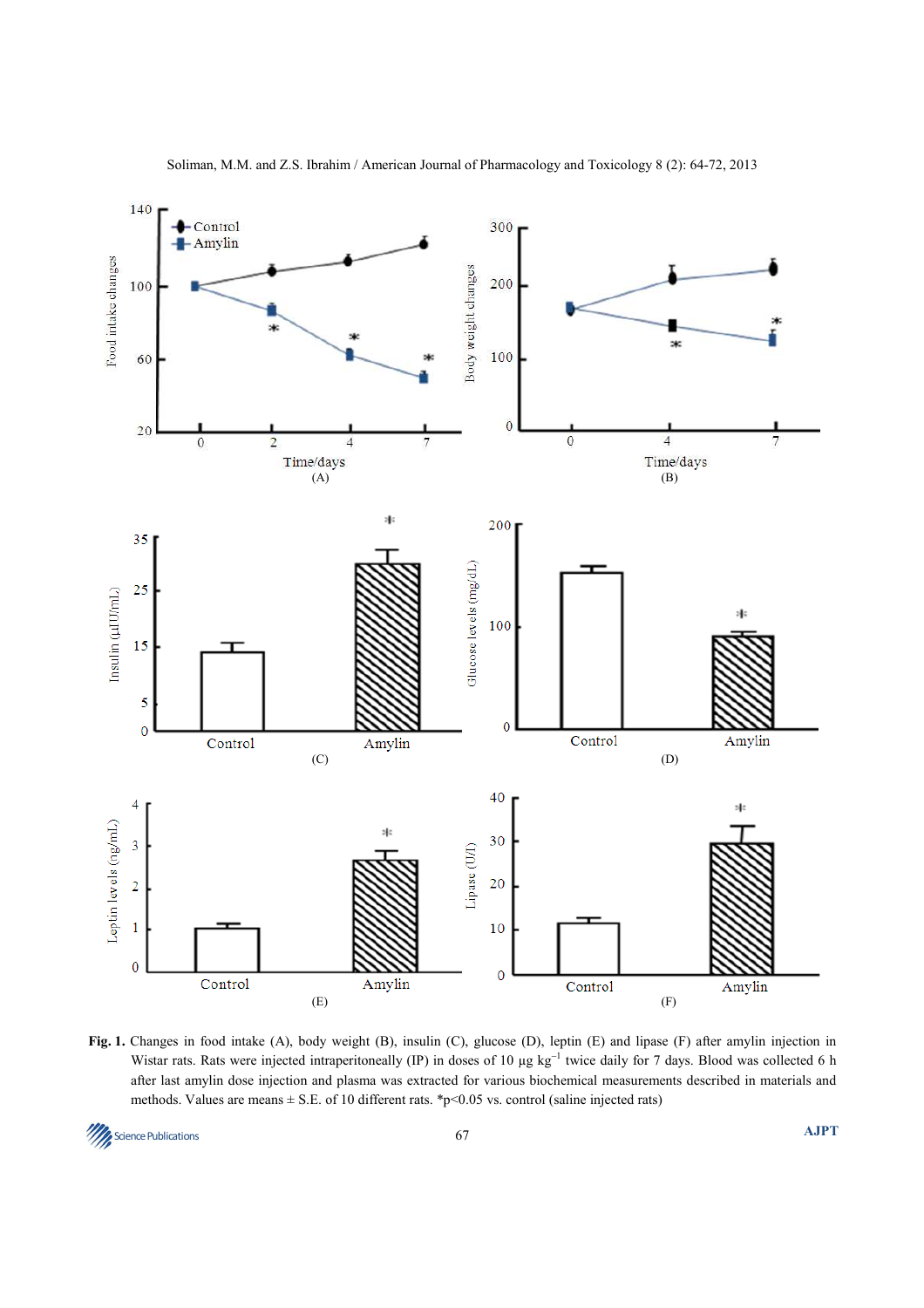**Fig. 1.** Changes in food intake (A), body weight (B), insulin (C), glucose (D), leptin (E) and lipase (F) after amylin injection in Wistar rats. Rats were injected intraperitoneally (IP) in doses of 10 μg $kg^{-1}$ twice daily for 7 days. Blood was collected 6 h after last amylin dose injection and plasma was extracted for various biochemical measurements described in materials and methods. Values are means ± S.E. of 10 different rats. *p<0.05 vs. control (saline injected rats)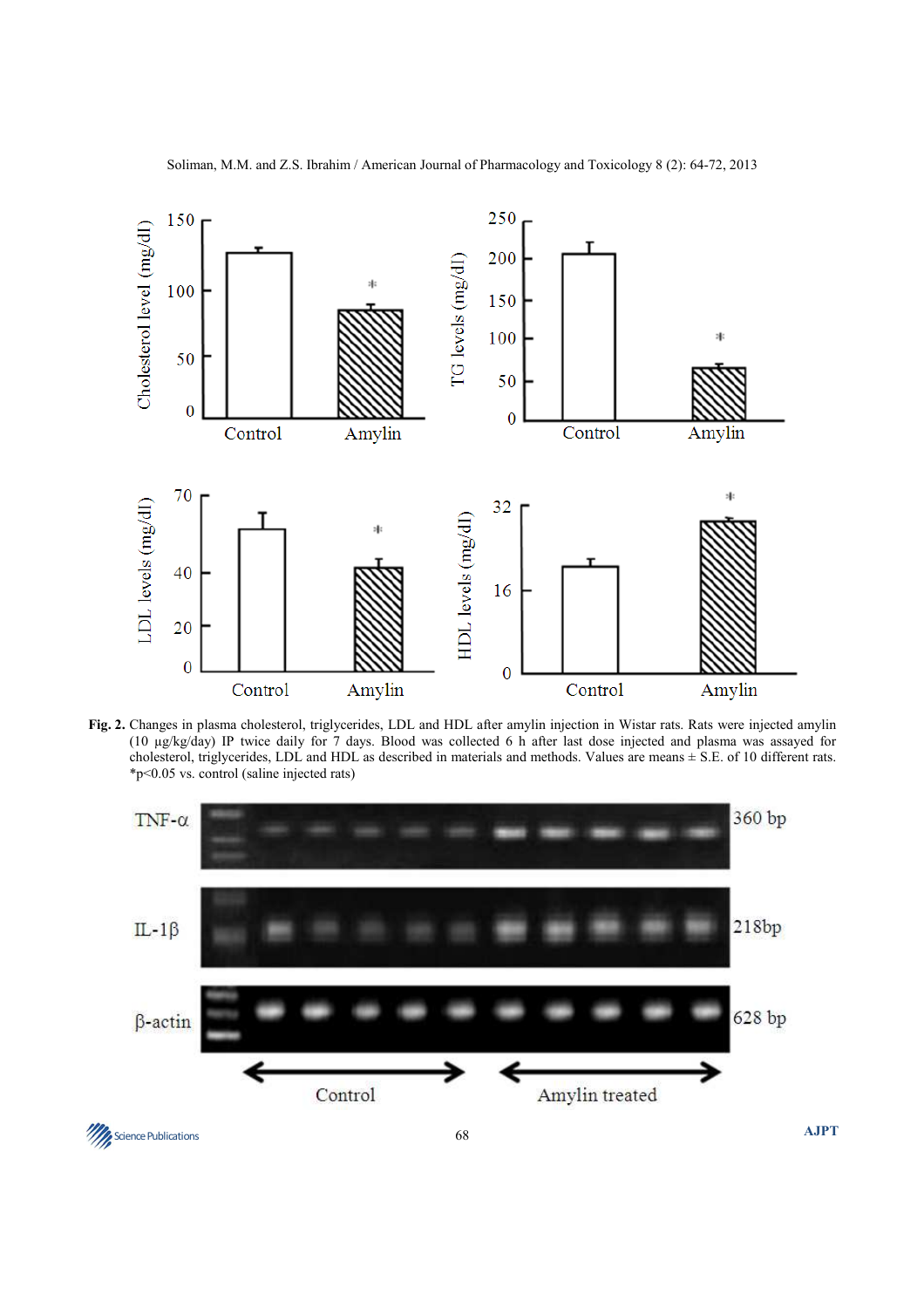**Fig. 2.** Changes in plasma cholesterol, triglycerides, LDL and HDL after amylin injection in Wistar rats. Rats were injected amylin (10 μg/kg/day) IP twice daily for 7 days. Blood was collected 6 h after last dose injected and plasma was assayed for cholesterol, triglycerides, LDL and HDL as described in materials and methods. Values are means ± S.E. of 10 different rats. *$p<0.05$ vs. control (saline injected rats)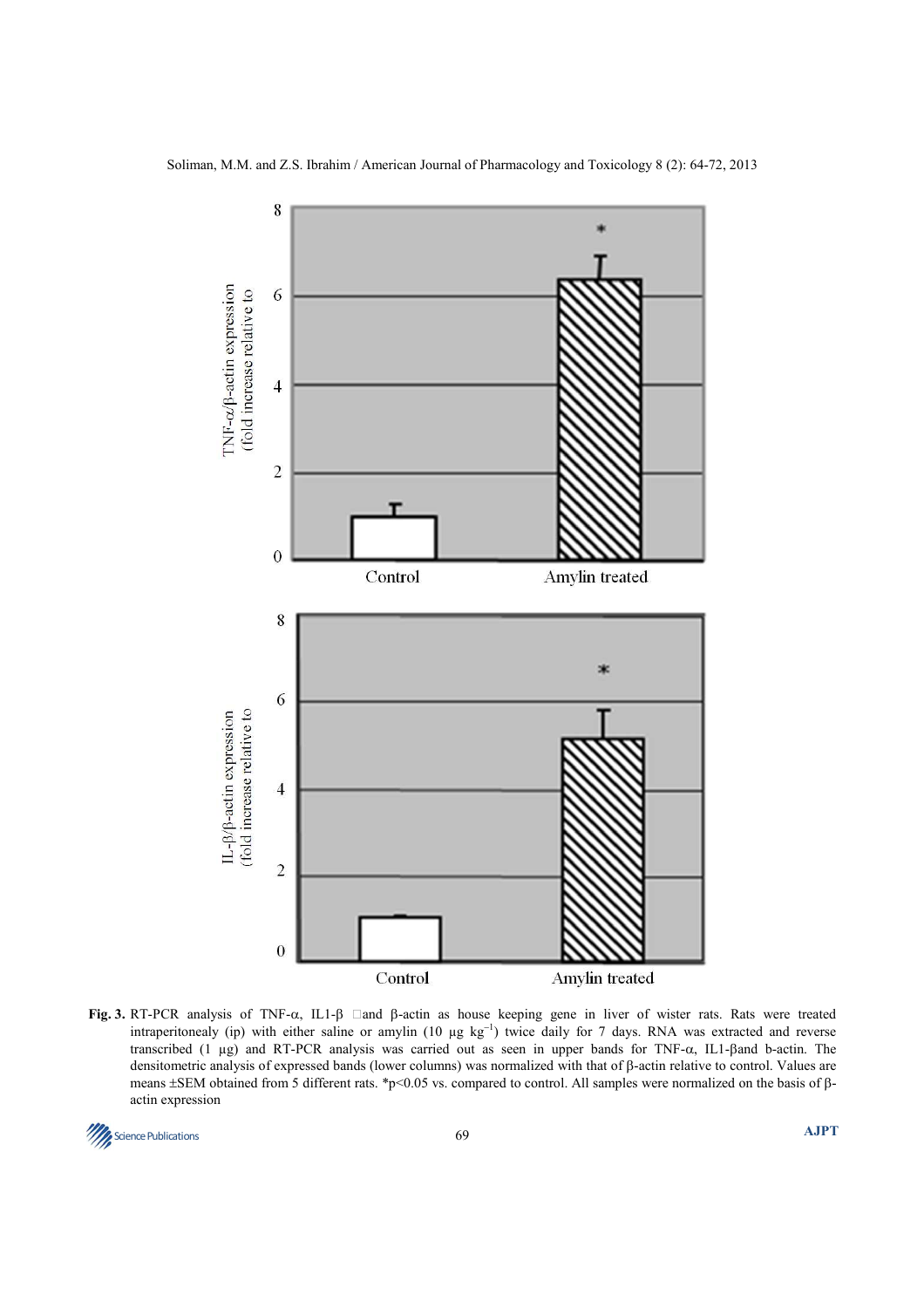**Fig. 3.** RT-PCR analysis of TNF-α, IL1-β and β-actin as house keeping gene in liver of wister rats. Rats were treated intraperitonealy (ip) with either saline or amylin (10 μg $kg^{-1}$) twice daily for 7 days. RNA was extracted and reverse transcribed (1 μg) and RT-PCR analysis was carried out as seen in upper bands for TNF-α, IL1-βand b-actin. The densitometric analysis of expressed bands (lower columns) was normalized with that of β-actin relative to control. Values are means ±SEM obtained from 5 different rats. *p<0.05 vs. compared to control. All samples were normalized on the basis of β-actin expression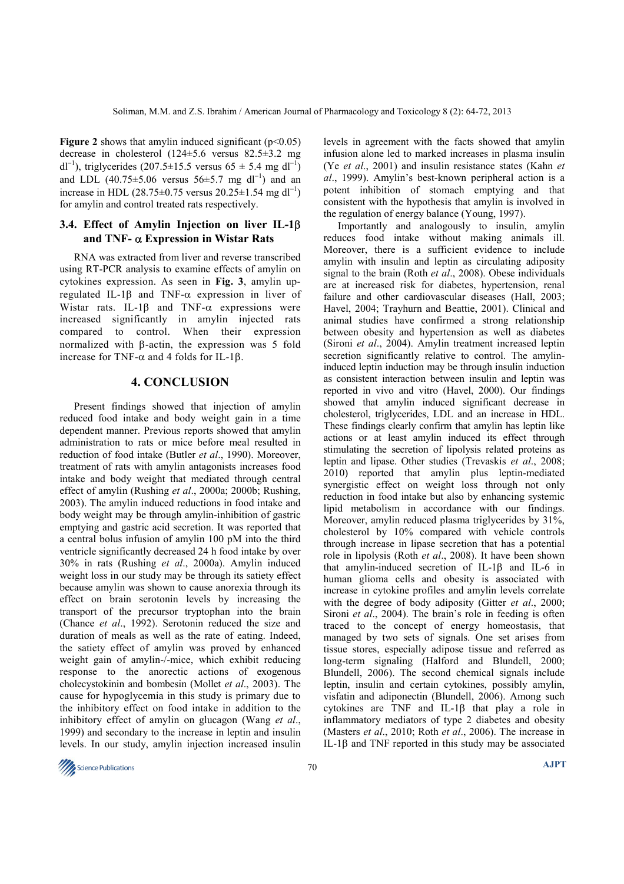**Figure 2** shows that amylin induced significant ($p<0.05$) decrease in cholesterol ($124\pm5.6$ versus $82.5\pm3.2$ mg $dl^{-1}$), triglycerides ($207.5\pm15.5$ versus $65 \pm 5.4$ mg $dl^{-1}$) and LDL ($40.75\pm5.06$ versus $56\pm5.7$ mg $dl^{-1}$) and an increase in HDL ($28.75\pm0.75$ versus $20.25\pm1.54$ mg $dl^{-1}$) for amylin and control treated rats respectively.

### 3.4. Effect of Amylin Injection on liver IL-1β and TNF- α Expression in Wistar Rats

RNA was extracted from liver and reverse transcribed using RT-PCR analysis to examine effects of amylin on cytokines expression. As seen in **Fig. 3**, amylin up-regulated IL-1β and TNF-α expression in liver of Wistar rats. IL-1β and TNF-α expressions were increased significantly in amylin injected rats compared to control. When their expression normalized with β-actin, the expression was 5 fold increase for TNF-α and 4 folds for IL-1β.

## 4. CONCLUSION

Present findings showed that injection of amylin reduced food intake and body weight gain in a time dependent manner. Previous reports showed that amylin administration to rats or mice before meal resulted in reduction of food intake (Butler *et al*., 1990). Moreover, treatment of rats with amylin antagonists increases food intake and body weight that mediated through central effect of amylin (Rushing *et al*., 2000a; 2000b; Rushing, 2003). The amylin induced reductions in food intake and body weight may be through amylin-inhibition of gastric emptying and gastric acid secretion. It was reported that a central bolus infusion of amylin 100 pM into the third ventricle significantly decreased 24 h food intake by over 30% in rats (Rushing *et al*., 2000a). Amylin induced weight loss in our study may be through its satiety effect because amylin was shown to cause anorexia through its effect on brain serotonin levels by increasing the transport of the precursor tryptophan into the brain (Chance *et al*., 1992). Serotonin reduced the size and duration of meals as well as the rate of eating. Indeed, the satiety effect of amylin was proved by enhanced weight gain of amylin-/-mice, which exhibit reducing response to the anorectic actions of exogenous cholecystokinin and bombesin (Mollet *et al*., 2003). The cause for hypoglycemia in this study is primary due to the inhibitory effect on food intake in addition to the inhibitory effect of amylin on glucagon (Wang *et al*., 1999) and secondary to the increase in leptin and insulin levels. In our study, amylin injection increased insulin levels in agreement with the facts showed that amylin infusion alone led to marked increases in plasma insulin (Ye *et al*., 2001) and insulin resistance states (Kahn *et al*., 1999). Amylin's best-known peripheral action is a potent inhibition of stomach emptying and that consistent with the hypothesis that amylin is involved in the regulation of energy balance (Young, 1997).

Importantly and analogously to insulin, amylin reduces food intake without making animals ill. Moreover, there is a sufficient evidence to include amylin with insulin and leptin as circulating adiposity signal to the brain (Roth *et al*., 2008). Obese individuals are at increased risk for diabetes, hypertension, renal failure and other cardiovascular diseases (Hall, 2003; Havel, 2004; Trayhurn and Beattie, 2001). Clinical and animal studies have confirmed a strong relationship between obesity and hypertension as well as diabetes (Sironi *et al*., 2004). Amylin treatment increased leptin secretion significantly relative to control. The amylin-induced leptin induction may be through insulin induction as consistent interaction between insulin and leptin was reported in vivo and vitro (Havel, 2000). Our findings showed that amylin induced significant decrease in cholesterol, triglycerides, LDL and an increase in HDL. These findings clearly confirm that amylin has leptin like actions or at least amylin induced its effect through stimulating the secretion of lipolysis related proteins as leptin and lipase. Other studies (Trevaskis *et al*., 2008; 2010) reported that amylin plus leptin-mediated synergistic effect on weight loss through not only reduction in food intake but also by enhancing systemic lipid metabolism in accordance with our findings. Moreover, amylin reduced plasma triglycerides by 31%, cholesterol by 10% compared with vehicle controls through increase in lipase secretion that has a potential role in lipolysis (Roth *et al*., 2008). It have been shown that amylin-induced secretion of IL-1β and IL-6 in human glioma cells and obesity is associated with increase in cytokine profiles and amylin levels correlate with the degree of body adiposity (Gitter *et al*., 2000; Sironi *et al*., 2004). The brain's role in feeding is often traced to the concept of energy homeostasis, that managed by two sets of signals. One set arises from tissue stores, especially adipose tissue and referred as long-term signaling (Halford and Blundell, 2000; Blundell, 2006). The second chemical signals include leptin, insulin and certain cytokines, possibly amylin, visfatin and adiponectin (Blundell, 2006). Among such cytokines are TNF and IL-1β that play a role in inflammatory mediators of type 2 diabetes and obesity (Masters *et al*., 2010; Roth *et al*., 2006). The increase in IL-1β and TNF reported in this study may be associated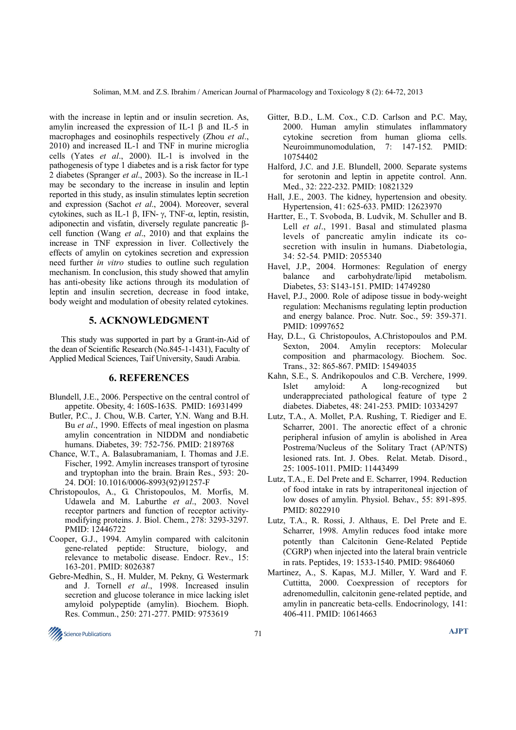with the increase in leptin and or insulin secretion. As, amylin increased the expression of IL-1 β and IL-5 in macrophages and eosinophils respectively (Zhou *et al*., 2010) and increased IL-1 and TNF in murine microglia cells (Yates *et al*., 2000). IL-1 is involved in the pathogenesis of type 1 diabetes and is a risk factor for type 2 diabetes (Spranger *et al*., 2003). So the increase in IL-1 may be secondary to the increase in insulin and leptin reported in this study, as insulin stimulates leptin secretion and expression (Sachot *et al*., 2004). Moreover, several cytokines, such as IL-1 β, IFN- γ, TNF-α, leptin, resistin, adiponectin and visfatin, diversely regulate pancreatic β-cell function (Wang *et al*., 2010) and that explains the increase in TNF expression in liver. Collectively the effects of amylin on cytokines secretion and expression need further *in vitro* studies to outline such regulation mechanism. In conclusion, this study showed that amylin has anti-obesity like actions through its modulation of leptin and insulin secretion, decrease in food intake, body weight and modulation of obesity related cytokines.

## 5. ACKNOWLEDGMENT

This study was supported in part by a Grant-in-Aid of the dean of Scientific Research (No.845-1-1431), Faculty of Applied Medical Sciences, Taif University, Saudi Arabia.

## 6. REFERENCES

Blundell, J.E., 2006. Perspective on the central control of appetite. Obesity, 4: 160S-163S. PMID: 16931499

Butler, P.C., J. Chou, W.B. Carter, Y.N. Wang and B.H. Bu *et al*., 1990. Effects of meal ingestion on plasma amylin concentration in NIDDM and nondiabetic humans. Diabetes, 39: 752-756. PMID: 2189768

Chance, W.T., A. Balasubramaniam, I. Thomas and J.E. Fischer, 1992. Amylin increases transport of tyrosine and tryptophan into the brain. Brain Res., 593: 20-24. DOI: 10.1016/0006-8993(92)91257-F

Christopoulos, A., G. Christopoulos, M. Morfis, M. Udawela and M. Laburthe *et al*., 2003. Novel receptor partners and function of receptor activity-modifying proteins. J. Biol. Chem., 278: 3293-3297. PMID: 12446722

Cooper, G.J., 1994. Amylin compared with calcitonin gene-related peptide: Structure, biology, and relevance to metabolic disease. Endocr. Rev., 15: 163-201. PMID: 8026387

Gebre-Medhin, S., H. Mulder, M. Pekny, G. Westermark and J. Tornell *et al*., 1998. Increased insulin secretion and glucose tolerance in mice lacking islet amyloid polypeptide (amylin). Biochem. Bioph. Res. Commun., 250: 271-277. PMID: 9753619

Gitter, B.D., L.M. Cox., C.D. Carlson and P.C. May, 2000. Human amylin stimulates inflammatory cytokine secretion from human glioma cells. Neuroimmunomodulation, 7: 147-152. PMID: 10754402

Halford, J.C. and J.E. Blundell, 2000. Separate systems for serotonin and leptin in appetite control. Ann. Med., 32: 222-232. PMID: 10821329

Hall, J.E., 2003. The kidney, hypertension and obesity. Hypertension, 41: 625-633. PMID: 12623970

Hartter, E., T. Svoboda, B. Ludvik, M. Schuller and B. Lell *et al*., 1991. Basal and stimulated plasma levels of pancreatic amylin indicate its co-secretion with insulin in humans. Diabetologia, 34: 52-54. PMID: 2055340

Havel, J.P., 2004. Hormones: Regulation of energy balance and carbohydrate/lipid metabolism. Diabetes, 53: S143-151. PMID: 14749280

Havel, P.J., 2000. Role of adipose tissue in body-weight regulation: Mechanisms regulating leptin production and energy balance. Proc. Nutr. Soc., 59: 359-371. PMID: 10997652

Hay, D.L., G. Christopoulos, A.Christopoulos and P.M. Sexton, 2004. Amylin receptors: Molecular composition and pharmacology. Biochem. Soc. Trans., 32: 865-867. PMID: 15494035

Kahn, S.E., S. Andrikopoulos and C.B. Verchere, 1999. Islet amyloid: A long-recognized but underappreciated pathological feature of type 2 diabetes. Diabetes, 48: 241-253. PMID: 10334297

Lutz, T.A., A. Mollet, P.A. Rushing, T. Riediger and E. Scharrer, 2001. The anorectic effect of a chronic peripheral infusion of amylin is abolished in Area Postrema/Nucleus of the Solitary Tract (AP/NTS) lesioned rats. Int. J. Obes. Relat. Metab. Disord., 25: 1005-1011. PMID: 11443499

Lutz, T.A., E. Del Prete and E. Scharrer, 1994. Reduction of food intake in rats by intraperitoneal injection of low doses of amylin. Physiol. Behav., 55: 891-895. PMID: 8022910

Lutz, T.A., R. Rossi, J. Althaus, E. Del Prete and E. Scharrer, 1998. Amylin reduces food intake more potently than Calcitonin Gene-Related Peptide (CGRP) when injected into the lateral brain ventricle in rats. Peptides, 19: 1533-1540. PMID: 9864060

Martinez, A., S. Kapas, M.J. Miller, Y. Ward and F. Cuttitta, 2000. Coexpression of receptors for adrenomedullin, calcitonin gene-related peptide, and amylin in pancreatic beta-cells. Endocrinology, 141: 406-411. PMID: 10614663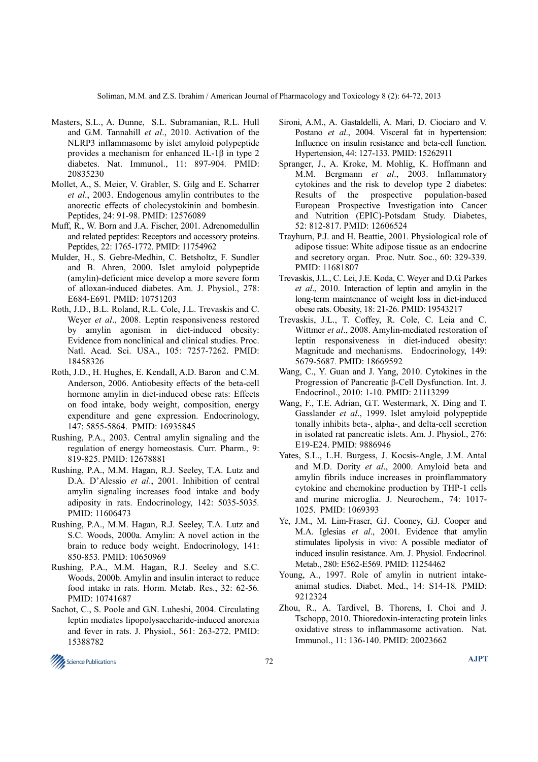Masters, S.L., A. Dunne, S.L. Subramanian, R.L. Hull and G.M. Tannahill *et al*., 2010. Activation of the NLRP3 inflammasome by islet amyloid polypeptide provides a mechanism for enhanced IL-1β in type 2 diabetes. Nat. Immunol., 11: 897-904. PMID: 20835230

Mollet, A., S. Meier, V. Grabler, S. Gilg and E. Scharrer *et al*., 2003. Endogenous amylin contributes to the anorectic effects of cholecystokinin and bombesin. Peptides, 24: 91-98. PMID: 12576089

Muff, R., W. Born and J.A. Fischer, 2001. Adrenomedullin and related peptides: Receptors and accessory proteins. Peptides, 22: 1765-1772. PMID: 11754962

Mulder, H., S. Gebre-Medhin, C. Betsholtz, F. Sundler and B. Ahren, 2000. Islet amyloid polypeptide (amylin)-deficient mice develop a more severe form of alloxan-induced diabetes. Am. J. Physiol., 278: E684-E691. PMID: 10751203

Roth, J.D., B.L. Roland, R.L. Cole, J.L. Trevaskis and C. Weyer *et al*., 2008. Leptin responsiveness restored by amylin agonism in diet-induced obesity: Evidence from nonclinical and clinical studies. Proc. Natl. Acad. Sci. USA., 105: 7257-7262. PMID: 18458326

Roth, J.D., H. Hughes, E. Kendall, A.D. Baron and C.M. Anderson, 2006. Antiobesity effects of the beta-cell hormone amylin in diet-induced obese rats: Effects on food intake, body weight, composition, energy expenditure and gene expression. Endocrinology, 147: 5855-5864. PMID: 16935845

Rushing, P.A., 2003. Central amylin signaling and the regulation of energy homeostasis. Curr. Pharm., 9: 819-825. PMID: 12678881

Rushing, P.A., M.M. Hagan, R.J. Seeley, T.A. Lutz and D.A. D'Alessio *et al*., 2001. Inhibition of central amylin signaling increases food intake and body adiposity in rats. Endocrinology, 142: 5035-5035. PMID: 11606473

Rushing, P.A., M.M. Hagan, R.J. Seeley, T.A. Lutz and S.C. Woods, 2000a. Amylin: A novel action in the brain to reduce body weight. Endocrinology, 141: 850-853. PMID: 10650969

Rushing, P.A., M.M. Hagan, R.J. Seeley and S.C. Woods, 2000b. Amylin and insulin interact to reduce food intake in rats. Horm. Metab. Res., 32: 62-56. PMID: 10741687

Sachot, C., S. Poole and G.N. Luheshi, 2004. Circulating leptin mediates lipopolysaccharide-induced anorexia and fever in rats. J. Physiol., 561: 263-272. PMID: 15388782

Sironi, A.M., A. Gastaldelli, A. Mari, D. Ciociaro and V. Postano *et al*., 2004. Visceral fat in hypertension: Influence on insulin resistance and beta-cell function. Hypertension, 44: 127-133. PMID: 15262911

Spranger, J., A. Kroke, M. Mohlig, K. Hoffmann and M.M. Bergmann *et al*., 2003. Inflammatory cytokines and the risk to develop type 2 diabetes: Results of the prospective population-based European Prospective Investigation into Cancer and Nutrition (EPIC)-Potsdam Study. Diabetes, 52: 812-817. PMID: 12606524

Trayhurn, P.J. and H. Beattie, 2001. Physiological role of adipose tissue: White adipose tissue as an endocrine and secretory organ. Proc. Nutr. Soc., 60: 329-339. PMID: 11681807

Trevaskis, J.L., C. Lei, J.E. Koda, C. Weyer and D.G. Parkes *et al*., 2010. Interaction of leptin and amylin in the long-term maintenance of weight loss in diet-induced obese rats. Obesity, 18: 21-26. PMID: 19543217

Trevaskis, J.L., T. Coffey, R. Cole, C. Leia and C. Wittmer *et al*., 2008. Amylin-mediated restoration of leptin responsiveness in diet-induced obesity: Magnitude and mechanisms. Endocrinology, 149: 5679-5687. PMID: 18669592

Wang, C., Y. Guan and J. Yang, 2010. Cytokines in the Progression of Pancreatic β-Cell Dysfunction. Int. J. Endocrinol., 2010: 1-10. PMID: 21113299

Wang, F., T.E. Adrian, G.T. Westermark, X. Ding and T. Gasslander *et al*., 1999. Islet amyloid polypeptide tonally inhibits beta-, alpha-, and delta-cell secretion in isolated rat pancreatic islets. Am. J. Physiol., 276: E19-E24. PMID: 9886946

Yates, S.L., L.H. Burgess, J. Kocsis-Angle, J.M. Antal and M.D. Dority *et al*., 2000. Amyloid beta and amylin fibrils induce increases in proinflammatory cytokine and chemokine production by THP-1 cells and murine microglia. J. Neurochem., 74: 1017-1025. PMID: 1069393

Ye, J.M., M. Lim-Fraser, G.J. Cooney, G.J. Cooper and M.A. Iglesias *et al*., 2001. Evidence that amylin stimulates lipolysis in vivo: A possible mediator of induced insulin resistance. Am. J. Physiol. Endocrinol. Metab., 280: E562-E569. PMID: 11254462

Young, A., 1997. Role of amylin in nutrient intake-animal studies. Diabet. Med., 14: S14-18. PMID: 9212324

Zhou, R., A. Tardivel, B. Thorens, I. Choi and J. Tschopp, 2010. Thioredoxin-interacting protein links oxidative stress to inflammasome activation. Nat. Immunol., 11: 136-140. PMID: 20023662